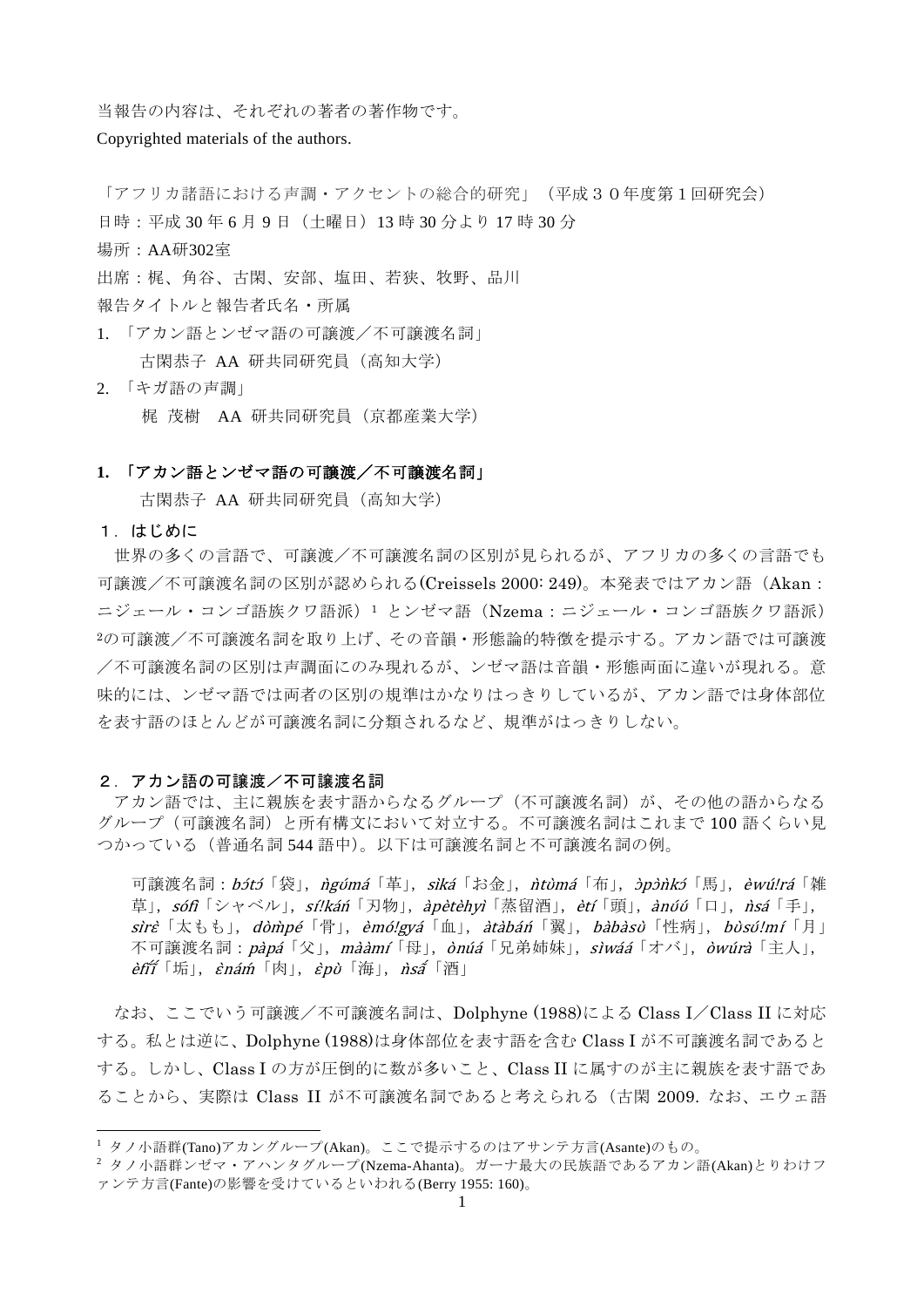当報告の内容は、それぞれの著者の著作物です。

Copyrighted materials of the authors.

「アフリカ諸語における声調・アクセントの総合的研究」（平成３０年度第１回研究会）

日時：平成 30 年 6 月 9 日（土曜日）13 時 30 分より 17 時 30 分

場所：AA研302室

出席：梶、角谷、古閑、安部、塩田、若狭、牧野、品川

報告タイトルと報告者氏名・所属

1. 「アカン語とンゼマ語の可譲渡／不可譲渡名詞」
   古閑恭子 AA 研共同研究員（高知大学）
2. 「キガ語の声調」
   梶 茂樹 AA 研共同研究員（京都産業大学）

## 1. 「アカン語とンゼマ語の可譲渡／不可譲渡名詞」

古閑恭子 AA 研共同研究員（高知大学）

### １．はじめに

世界の多くの言語で、可譲渡／不可譲渡名詞の区別が見られるが、アフリカの多くの言語でも可譲渡／不可譲渡名詞の区別が認められる(Creissels 2000: 249)。本発表ではアカン語（Akan：ニジェール・コンゴ語族クワ語派）[1] とンゼマ語（Nzema：ニジェール・コンゴ語族クワ語派）[2]の可譲渡／不可譲渡名詞を取り上げ、その音韻・形態論的特徴を提示する。アカン語では可譲渡／不可譲渡名詞の区別は声調面にのみ現れるが、ンゼマ語は音韻・形態両面に違いが現れる。意味的には、ンゼマ語では両者の区別の規準はかなりはっきりしているが、アカン語では身体部位を表す語のほとんどが可譲渡名詞に分類されるなど、規準がはっきりしない。

### ２．アカン語の可譲渡／不可譲渡名詞

アカン語では、主に親族を表す語からなるグループ（不可譲渡名詞）が、その他の語からなるグループ（可譲渡名詞）と所有構文において対立する。不可譲渡名詞はこれまで 100 語くらい見つかっている（普通名詞 544 語中）。以下は可譲渡名詞と不可譲渡名詞の例。

> 可譲渡名詞：*bɔ́tɔ́*「袋」，*ǹgúmá*「革」，*sìká*「お金」，*ǹtùmá*「布」，*ɔ̀pɔ̀ǹkɔ́*「馬」，*èwú!rá*「雑草」，*sófì*「シャベル」，*sí!káń*「刃物」，*àpètèhyì*「蒸留酒」，*ètí*「頭」，*ànúú*「口」，*ǹsá*「手」，*sìrɛ́*「太もも」，*dòm̀pé*「骨」，*èmó!gyá*「血」，*àtàbáń*「翼」，*bàbàsù*「性病」，*bùsú!mí*「月」
> 不可譲渡名詞：*pàpá*「父」，*mààmí*「母」，*òníá*「兄弟姉妹」，*sìwáá*「オバ」，*òwúrà*「主人」，*èfĩ́ĩ́*「垢」，*ɛ̀náḿ*「肉」，*ɛ̀pò*「海」，*ǹsã́*「酒」

なお、ここでいう可譲渡／不可譲渡名詞は、Dolphyne (1988)による Class I／Class II に対応する。私とは逆に、Dolphyne (1988)は身体部位を表す語を含む Class I が不可譲渡名詞であるとする。しかし、Class I の方が圧倒的に数が多いこと、Class II に属すのが主に親族を表す語であることから、実際は Class II が不可譲渡名詞であると考えられる（古閑 2009. なお、エウェ語

---

[1] タノ小語群(Tano)アカングループ(Akan)。ここで提示するのはアサンテ方言(Asante)のもの。

[2] タノ小語群ンゼマ・アハンタグループ(Nzema-Ahanta)。ガーナ最大の民族語であるアカン語(Akan)とりわけファンテ方言(Fante)の影響を受けているといわれる(Berry 1955: 160)。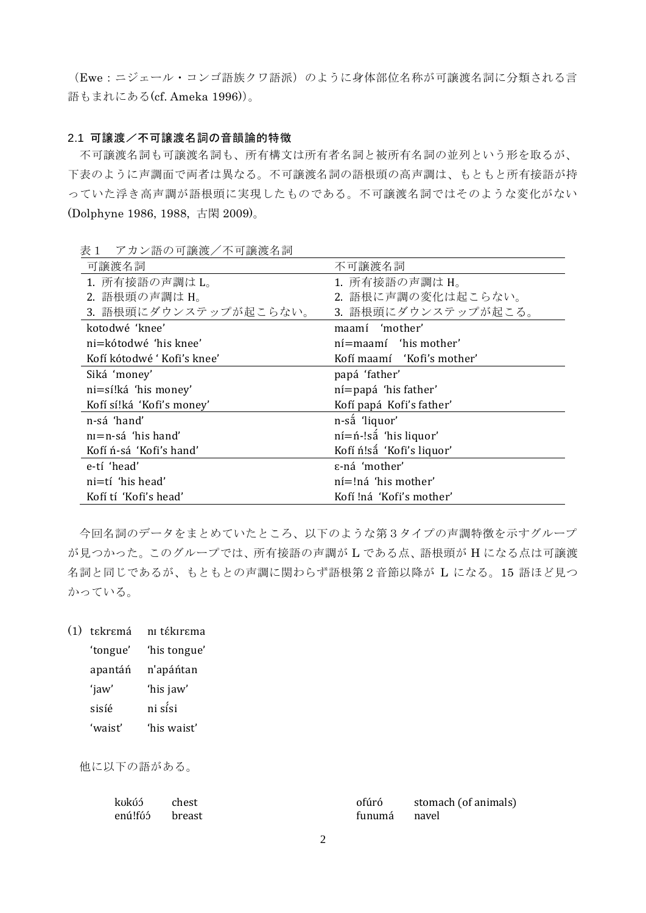（Ewe：ニジェール・コンゴ語族クワ語派）のように身体部位名称が可譲渡名詞に分類される言語もまれにある(cf. Ameka 1996))。

### 2.1 可譲渡／不可譲渡名詞の音韻論的特徴

不可譲渡名詞も可譲渡名詞も、所有構文は所有者名詞と被所有名詞の並列という形を取るが、下表のように声調面で両者は異なる。不可譲渡名詞の語根頭の高声調は、もともと所有接語が持っていた浮き高声調が語根頭に実現したものである。不可譲渡名詞ではそのような変化がない(Dolphyne 1986, 1988, 古閑 2009)。

表 1 アカン語の可譲渡／不可譲渡名詞

| 可譲渡名詞 | 不可譲渡名詞 |
|---|---|
| 1. 所有接語の声調は L。<br>2. 語根頭の声調は H。<br>3. 語根頭にダウンステップが起こらない。 | 1. 所有接語の声調は H。<br>2. 語根に声調の変化は起こらない。<br>3. 語根頭にダウンステップが起こる。 |
| kotodwé 'knee'<br>ni=kótodwé 'his knee'<br>Kofí kótodwé ' Kofi's knee' | maamí 'mother'<br>ní=maamí 'his mother'<br>Kofí maamí 'Kofi's mother' |
| Siká 'money'<br>ni=sí!ká 'his money'<br>Kofí sí!ká 'Kofi's money' | papá 'father'<br>ní=papá 'his father'<br>Kofí papá Kofi's father' |
| n-sá 'hand'<br>nɪ=n-sá 'his hand'<br>Kofí ń-sá 'Kofi's hand' | n-sã́ 'liquor'<br>ní=ń-!sã́ 'his liquor'<br>Kofí ń!sã́ 'Kofi's liquor' |
| e-tí 'head'<br>ni=tí 'his head'<br>Kofí tí 'Kofi's head' | ɛ-ná 'mother'<br>ní=!ná 'his mother'<br>Kofí !ná 'Kofi's mother' |

今回名詞のデータをまとめていたところ、以下のような第 3 タイプの声調特徴を示すグループが見つかった。このグループでは、所有接語の声調が L である点、語根頭が H になる点は可譲渡名詞と同じであるが、もともとの声調に関わらず語根第 2 音節以降が L になる。15 語ほど見つかっている。

(1) tɛkrɛmá nɪ tɛ́kɪrɛma
'tongue' 'his tongue'
apantáń n'apáńtan
'jaw' 'his jaw'
sisíé ni sɪ́si
'waist' 'his waist'

他に以下の語がある。

| | | | |
|---|---|---|---|
| kʊkóɔ́ | chest | ofúró | stomach (of animals) |
| enú!fóɔ́ | breast | funumá | navel |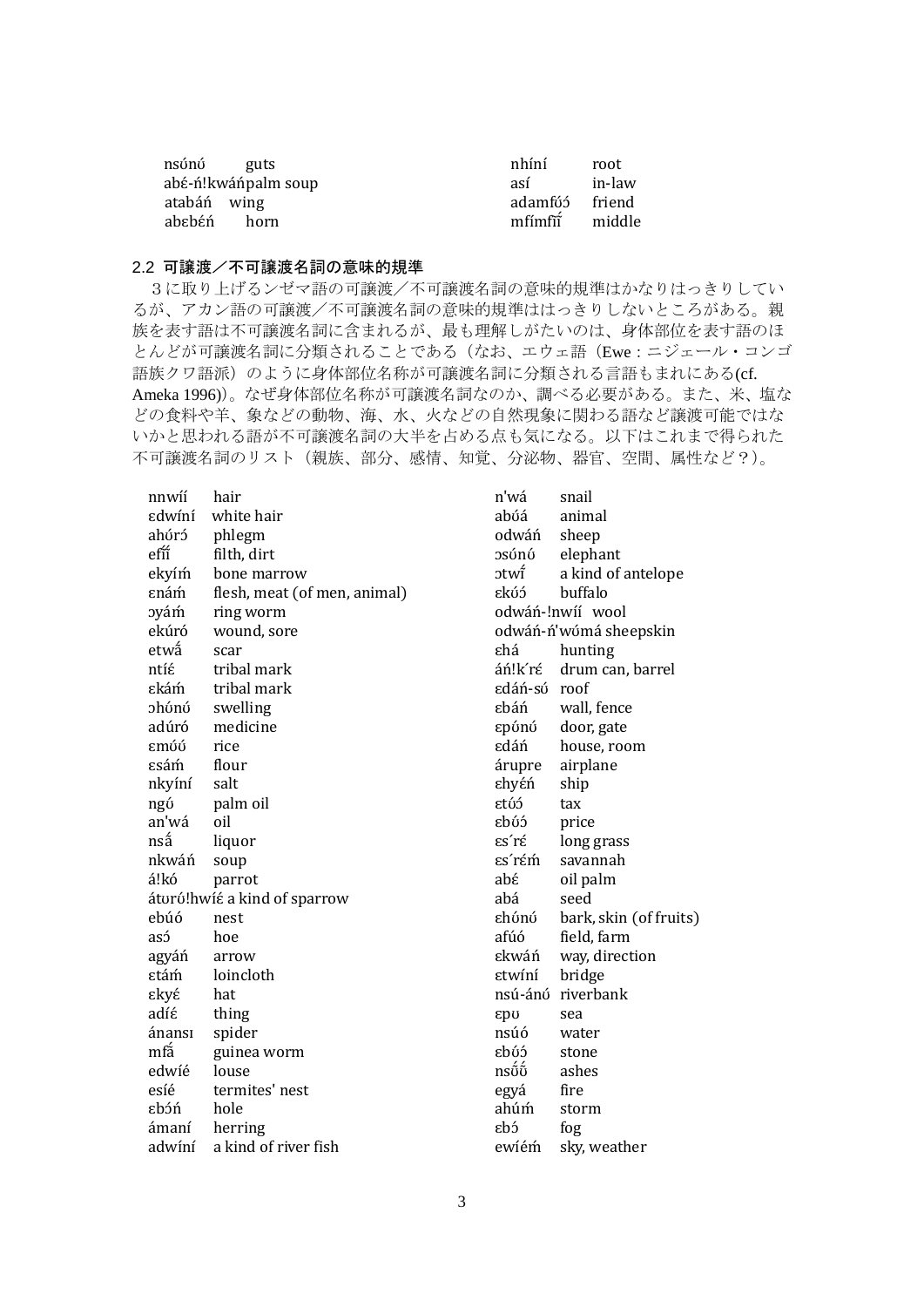| | | | |
|---|---|---|---|
| nsʊ́nʊ́ | guts | nhíní | root |
| abɛ́-ń!kwáńpalm soup | | así | in-law |
| atabáń | wing | adamfʊ́ɔ́ | friend |
| abɛbɛ́ń | horn | mfímfĩ́ĩ́ | middle |

## 2.2 可譲渡／不可譲渡名詞の意味的規準

３に取り上げるンゼマ語の可譲渡／不可譲渡名詞の意味的規準はかなりはっきりしているが、アカン語の可譲渡／不可譲渡名詞の意味的規準ははっきりしないところがある。親族を表す語は不可譲渡名詞に含まれるが、最も理解しがたいのは、身体部位を表す語のほとんどが可譲渡名詞に分類されることである（なお、エウェ語（Ewe：ニジェール・コンゴ語族クワ語派）のように身体部位名称が可譲渡名詞に分類される言語もまれにある(cf. Ameka 1996)）。なぜ身体部位名称が可譲渡名詞なのか、調べる必要がある。また、米、塩などの食料や羊、象などの動物、海、水、火などの自然現象に関わる語など譲渡可能ではないかと思われる語が不可譲渡名詞の大半を占める点も気になる。以下はこれまで得られた不可譲渡名詞のリスト（親族、部分、感情、知覚、分泌物、器官、空間、属性など？）。

| | | | |
|---|---|---|---|
| nnwíí | hair | n'wá | snail |
| ɛdwíní | white hair | abʊ́á | animal |
| ahʊ́rɔ́ | phlegm | odwáń | sheep |
| efĩ́ĩ́ | filth, dirt | ɔsʊ́nʊ́ | elephant |
| ekyíḿ | bone marrow | ɔtwɛ̃́ | a kind of antelope |
| ɛnáḿ | flesh, meat (of men, animal) | ɛkʊ́ɔ́ | buffalo |
| ɔyáḿ | ring worm | odwáń-!nwíí | wool |
| ekúró | wound, sore | odwáń-ń'wʊ́má | sheepskin |
| etwɛ̃́ | scar | ɛhá | hunting |
| ntíɛ́ | tribal mark | áń!kʼrɛ́ | drum can, barrel |
| ɛkáḿ | tribal mark | ɛdáń-sʊ́ | roof |
| ɔhʊ́nʊ́ | swelling | ɛbáń | wall, fence |
| adúró | medicine | ɛpʊ́nʊ́ | door, gate |
| ɛmʊ́ʊ́ | rice | ɛdáń | house, room |
| ɛsáḿ | flour | árupre | airplane |
| nkyíní | salt | ɛhyɛ́ń | ship |
| ngʊ́ | palm oil | ɛtʊ́ɔ́ | tax |
| an'wá | oil | ɛbʊ́ɔ́ | price |
| nsɑ̃́ | liquor | ɛsʼrɛ́ | long grass |
| nkwáń | soup | ɛsʼrɛ́ḿ | savannah |
| á!kó | parrot | abɛ́ | oil palm |
| átʊrʊ́!hwíɛ́ a kind of sparrow | | abá | seed |
| ebúó | nest | ɛhʊ́nʊ́ | bark, skin (of fruits) |
| asɔ́ | hoe | afúó | field, farm |
| agyáń | arrow | ɛkwáń | way, direction |
| ɛtáḿ | loincloth | ɛtwíní | bridge |
| ɛkyɛ́ | hat | nsú-ánʊ́ | riverbank |
| adíɛ́ | thing | ɛpʊ | sea |
| ánansɪ | spider | nsúó | water |
| mfɑ̃́ | guinea worm | ɛbʊ́ɔ́ | stone |
| edwíé | louse | nsʊ̃́ʊ̃́ | ashes |
| esíé | termites' nest | egyá | fire |
| ɛbɔ́ń | hole | ahúḿ | storm |
| ámaní | herring | ɛbɔ́ | fog |
| adwíní | a kind of river fish | ewíéḿ | sky, weather |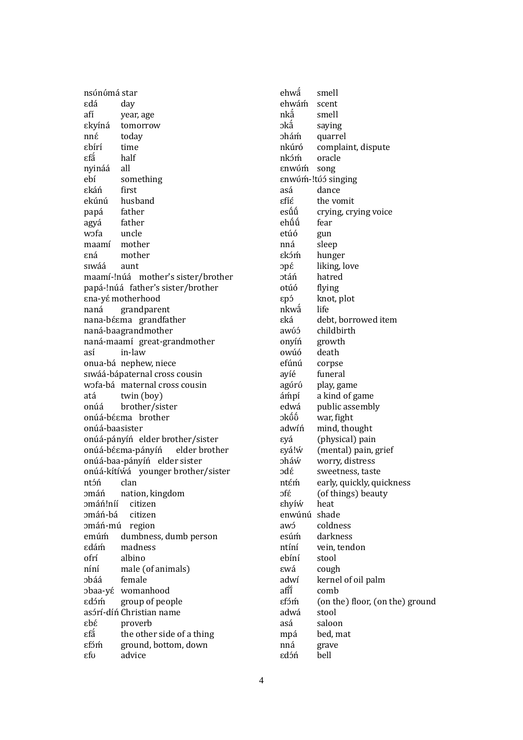nsónóḿá star
ɛdá day
afí year, age
ɛkyíná tomorrow
nnɛ́ today
ɛbírí time
ɛfã́ half
nyináá all
ebí something
ɛkáń first
ekúnú husband
papá father
agyá father
wɔfa uncle
maamí mother
ɛná mother
sɪwáá aunt
maamí-!núá mother's sister/brother
papá-!núá father's sister/brother
ɛna-yɛ́ motherhood
naná grandparent
nana-bɛ́ɛma grandfather
naná-baa grandmother
naná-maamí great-grandmother
así in-law
onua-bá nephew, niece
sɪwáá-bá paternal cross cousin
wɔfa-bá maternal cross cousin
atá twin (boy)
onúá brother/sister
onúá-bɛ́ɛma brother
onúá-baa sister
onúá-pányíń elder brother/sister
onúá-bɛ́ɛma-pányíń elder brother
onúá-baa-pányíń elder sister
onúá-kítíwá younger brother/sister
ntɔ́ń clan
ɔmáń nation, kingdom
ɔmáń!níí citizen
ɔmáń-bá citizen
ɔmáń-mú region
emúḿ dumbness, dumb person
ɛdáḿ madness
ofrí albino
níní male (of animals)
ɔbáá female
ɔbaa-yɛ́ womanhood
ɛdɔ́ḿ group of people
asɔ́rí-díń Christian name
ɛbɛ́ proverb
ɛfã́ the other side of a thing
ɛfɔ̃́ḿ ground, bottom, down
ɛfʊ advice
ehwã́ smell
ehwáḿ scent
nkã́ smell
ɔkã́ saying
ɔháḿ quarrel
nkúró complaint, dispute
nkɔ́ḿ oracle
ɛnwóḿ song
ɛnwóḿ-!tóɔ́ singing
asá dance
ɛfíɛ́ the vomit
esṹṹ crying, crying voice
ehṹṹ fear
etúó gun
nná sleep
ɛkɔ́ḿ hunger
ɔpɛ́ liking, love
ɔtáń hatred
otúó flying
ɛpɔ́ knot, plot
nkwã́ life
ɛká debt, borrowed item
awóɔ́ childbirth
onyíń growth
owúó death
efúnú corpse
ayíé funeral
agóró play, game
áḿpí a kind of game
edwá public assembly
ɔkṍṍ war, fight
adwíń mind, thought
ɛyá (physical) pain
ɛyá!ẃ (mental) pain, grief
ɔháẃ worry, distress
ɔdɛ́ sweetness, taste
ntɛ́ḿ early, quickly, quickness
ɔfɛ́ (of things) beauty
ɛhyíẃ heat
enwúnú shade
awɔ́ coldness
esúḿ darkness
ntíní vein, tendon
ebíní stool
ɛwá cough
adwí kernel of oil palm
afĩ́ comb
ɛfɔ̃́ḿ (on the) floor, (on the) ground
adwá stool
asá saloon
mpá bed, mat
nná grave
ɛdɔ́ń bell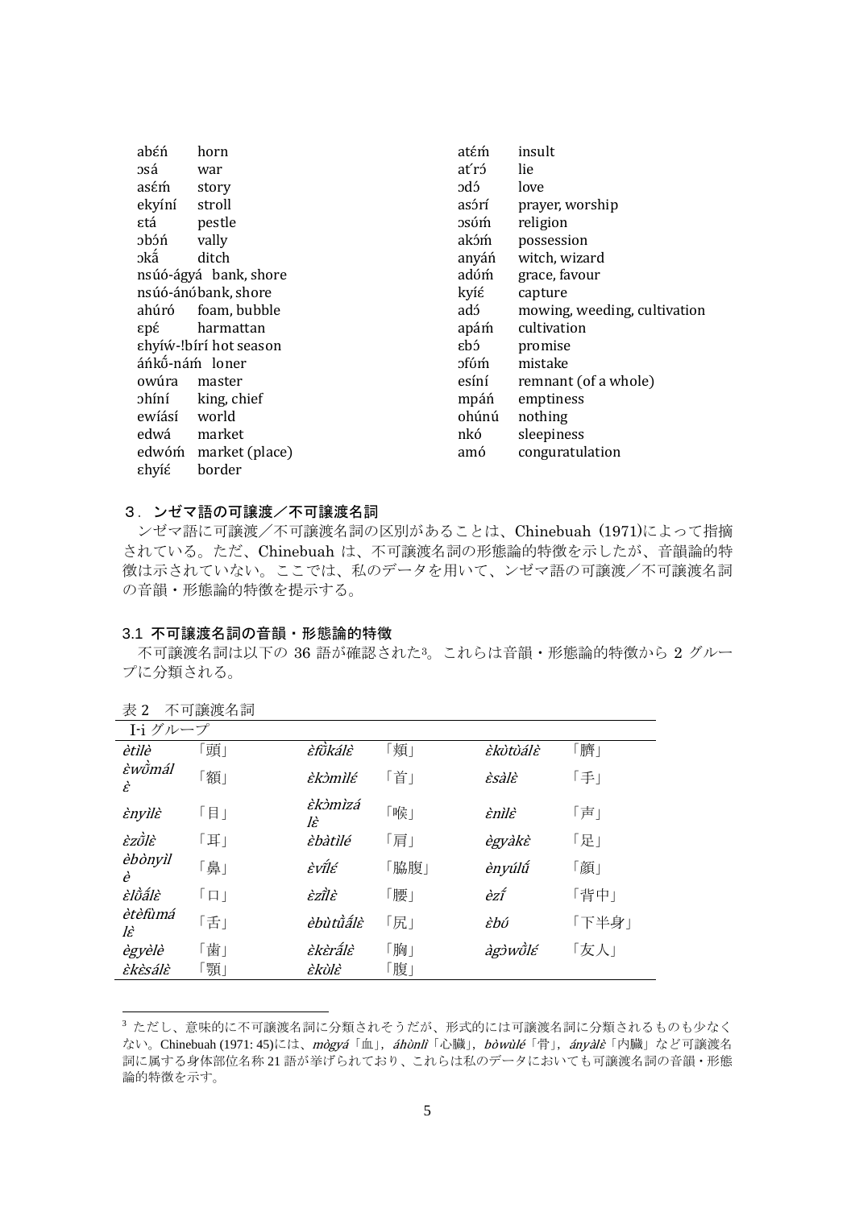| | | | |
|---|---|---|---|
| abɛ́ń | horn | atɛ́ḿ | insult |
| ɔsá | war | at́rɔ́ | lie |
| asɛ́ḿ | story | ɔdɔ́ | love |
| ekyíní | stroll | asɔ́rí | prayer, worship |
| ɛtá | pestle | ɔsóḿ | religion |
| ɔbɔ́ń | vally | akɔ́ḿ | possession |
| ɔkɑ̃́ | ditch | anyáń | witch, wizard |
| nsúó-ágyá | bank, shore | adóḿ | grace, favour |
| nsúó-ánó | bank, shore | kyíɛ́ | capture |
| ahúró | foam, bubble | adɔ́ | mowing, weeding, cultivation |
| ɛpɛ́ | harmattan | apáḿ | cultivation |
| ɛhyíẃ-!bírí | hot season | ɛbɔ́ | promise |
| áńkṍ-náḿ | loner | ɔfóḿ | mistake |
| owúra | master | esíní | remnant (of a whole) |
| ɔhíní | king, chief | mpáń | emptiness |
| ewíásí | world | ohúnú | nothing |
| edwá | market | nkó | sleepiness |
| edwóḿ | market (place) | amó | conguratulation |
| ɛhyíɛ́ | border | | |

## ３．ンゼマ語の可譲渡／不可譲渡名詞

ンゼマ語に可譲渡／不可譲渡名詞の区別があることは、Chinebuah (1971)によって指摘されている。ただ、Chinebuah は、不可譲渡名詞の形態論的特徴を示したが、音韻論的特徴は示されていない。ここでは、私のデータを用いて、ンゼマ語の可譲渡／不可譲渡名詞の音韻・形態論的特徴を提示する。

### 3.1 不可譲渡名詞の音韻・形態論的特徴

不可譲渡名詞は以下の 36 語が確認された[3]。これらは音韻・形態論的特徴から 2 グループに分類される。

表 2　不可譲渡名詞

| I-i グループ | | | | | |
|---|---|---|---|---|---|
| *ètìlè* | 「頭」 | *ɛ̀fṹkálɛ̀* | 「頬」 | *ɛ̀kòtòálɛ̀* | 「臍」 |
| *ɛ̀wɔ̃̀málɛ̀* | 「額」 | *ɛ̀kɔ̀mìlɛ́* | 「首」 | *ɛ̀sàlɛ̀* | 「手」 |
| *ɛ̀nyìlɛ̀* | 「目」 | *ɛ̀kɔ̀mìzálɛ̀* | 「喉」 | *ɛ̀nìlɛ̀* | 「声」 |
| *ɛ̀zṹlɛ̀* | 「耳」 | *ɛ̀bàtìlé* | 「肩」 | *ègyàkɛ̀* | 「足」 |
| *èbònyìlè* | 「鼻」 | *ɛ̀vĩ̀lɛ́* | 「脇腹」 | *ènyúlṹ* | 「顔」 |
| *ɛ̀lɔ̃̀ɑ̃́lɛ̀* | 「口」 | *ɛ̀zĩ̀lɛ̀* | 「腰」 | *ɛ̀zĩ́* | 「背中」 |
| *ètèfùmálɛ̀* | 「舌」 | *èbùtṹɑ̃́lɛ̀* | 「尻」 | *ɛ̀bó* | 「下半身」 |
| *ègyèlè* | 「歯」 | *ɛ̀kɛ̀rɑ̃́lɛ̀* | 「胸」 | *àgɔ̀wṹlɛ́* | 「友人」 |
| *ɛ̀kɛ̀sálɛ̀* | 「顎」 | *ɛ̀kòlɛ̀* | 「腹」 | | |

---

[3] ただし、意味的に不可譲渡名詞に分類されそうだが、形式的には可譲渡名詞に分類されるものも少なくない。Chinebuah (1971: 45)には、*mògyá*「血」, *áhònlì*「心臓」, *bòwùlé*「骨」, *ányàlè*「内臓」など可譲渡名詞に属する身体部位名称 21 語が挙げられており、これらは私のデータにおいても可譲渡名詞の音韻・形態論的特徴を示す。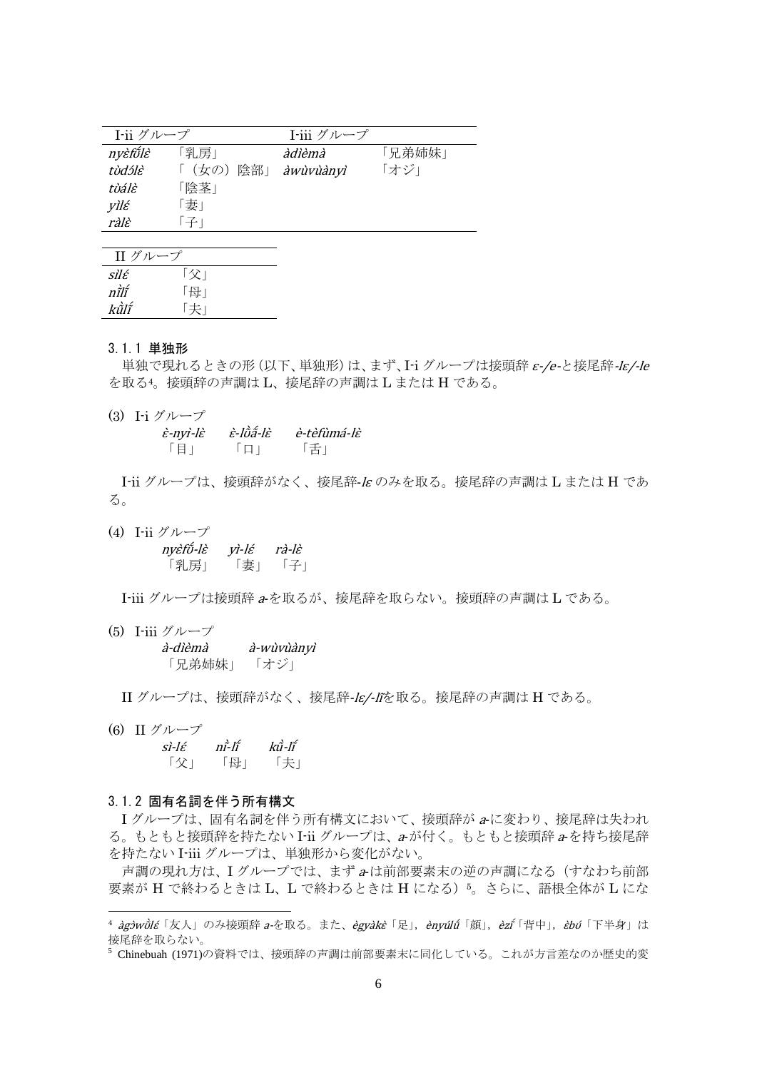| I-ii グループ | | I-iii グループ | |
|---|---|---|---|
| *nyὲfɔ̋lὲ* | 「乳房」 | *àdìèmà* | 「兄弟姉妹」 |
| *tòdɔ́lὲ* | 「（女の）陰部」 | *àwùvùànyì* | 「オジ」 |
| *tòálɛ* | 「陰茎」 | | |
| *yìlɛ́* | 「妻」 | | |
| *ràlὲ* | 「子」 | | |

| II グループ | |
|---|---|
| *sìlɛ́* | 「父」 |
| *nȉlɪ̋* | 「母」 |
| *kȕlɪ̋* | 「夫」 |

### 3.1.1 単独形

単独で現れるときの形（以下、単独形）は、まず、I-i グループは接頭辞 *ɛ-/e-*と接尾辞*-lɛ/-le* を取る[4]。接頭辞の声調は L、接尾辞の声調は L または H である。

(3) I-i グループ

*ὲ-nyì-lὲ*　　*ὲ-lɔ̏ɔ̋-lὲ*　　*è-tèfùmá-lὲ*
「目」　　「口」　　「舌」

I-ii グループは、接頭辞がなく、接尾辞*-lɛ* のみを取る。接尾辞の声調は L または H である。

(4) I-ii グループ

*nyὲfɔ̋-lὲ*　　*yì-lɛ́*　　*rà-lὲ*
「乳房」　　「妻」　　「子」

I-iii グループは接頭辞 *a-*を取るが、接尾辞を取らない。接頭辞の声調は L である。

(5) I-iii グループ

*à-dìèmà*　　*à-wùvùànyì*
「兄弟姉妹」　「オジ」

II グループは、接頭辞がなく、接尾辞*-lɛ/-lɪ*を取る。接尾辞の声調は H である。

(6) II グループ

*sì-lɛ́*　　*nȉ-lɪ̋*　　*kȕ-lɪ̋*
「父」　　「母」　　「夫」

### 3.1.2 固有名詞を伴う所有構文

I グループは、固有名詞を伴う所有構文において、接頭辞が *a-*に変わり、接尾辞は失われる。もともと接頭辞を持たない I-ii グループは、*a-*が付く。もともと接頭辞 *a-*を持ち接尾辞を持たない I-iii グループは、単独形から変化がない。

声調の現れ方は、I グループでは、まず *a-*は前部要素末の逆の声調になる（すなわち前部要素が H で終わるときは L、L で終わるときは H になる）[5]。さらに、語根全体が L にな

---

[4] *àgɔ̀wɔ̏lɛ́*「友人」のみ接頭辞 *a-*を取る。また、*ὲgyàkὲ*「足」，*ὲnyúlʊ́*「顔」，*ὲzɪ́*「背中」，*ὲbʊ́*「下半身」は接尾辞を取らない。

[5] Chinebuah (1971)の資料では、接頭辞の声調は前部要素末に同化している。これが方言差なのか歴史的変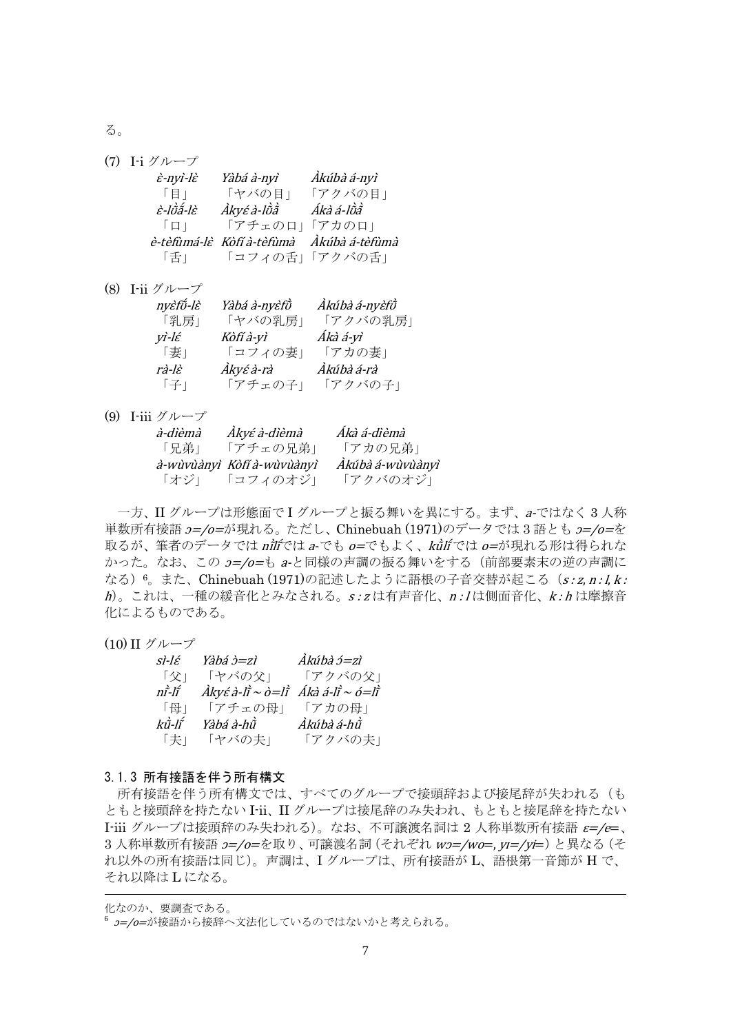る。

(7) I-i グループ

| *ὲ-nyì-lὲ* | *Yàbá à-nyì* | *Àkúbà á-nyì* |
|---|---|---|
| 「目」 | 「ヤバの目」 | 「アクバの目」 |
| *ὲ-lɔ̃̀ɔ̃́-lὲ* | *Àkyɛ́ à-lɔ̃̀ɔ̃́* | *Ákà á-lɔ̃̀ɔ̃́* |
| 「口」 | 「アチェの口」 | 「アカの口」 |
| *è-tèfùmá-lὲ* | *Kòfí à-tèfùmà* | *Àkúbà á-tèfùmà* |
| 「舌」 | 「コフィの舌」 | 「アクバの舌」 |

(8) I-ii グループ

| *nyὲfṍ-lὲ* | *Yàbá à-nyὲfɔ̃̀* | *Àkúbà á-nyὲfɔ̃̀* |
|---|---|---|
| 「乳房」 | 「ヤバの乳房」 | 「アクバの乳房」 |
| *yì-lɛ́* | *Kòfí à-yì* | *Ákà á-yì* |
| 「妻」 | 「コフィの妻」 | 「アカの妻」 |
| *rà-lὲ* | *Àkyɛ́ à-rà* | *Àkúbà á-rà* |
| 「子」 | 「アチェの子」 | 「アクバの子」 |

(9) I-iii グループ

| *à-dìèmà* | *Àkyɛ́ à-dìèmà* | *Ákà á-dìèmà* |
|---|---|---|
| 「兄弟」 | 「アチェの兄弟」 | 「アカの兄弟」 |
| *à-wùvùànyì* | *Kòfí à-wùvùànyì* | *Àkúbà á-wùvùànyì* |
| 「オジ」 | 「コフィのオジ」 | 「アクバのオジ」 |

一方、II グループは形態面で I グループと振る舞いを異にする。まず、*a-*ではなく 3 人称単数所有接語 *ɔ=/o=*が現れる。ただし、Chinebuah (1971)のデータでは 3 語とも *ɔ=/o=*を取るが、筆者のデータでは *nĩ̀lĩ́*では *a-*でも *o=*でもよく、*kṹlĩ́*では *o=*が現れる形は得られなかった。なお、この *ɔ=/o=*も *a-*と同様の声調の振る舞いをする（前部要素末の逆の声調になる）[6]。また、Chinebuah (1971)の記述したように語根の子音交替が起こる（*s : z*, *n : l*, *k : h*）。これは、一種の緩音化とみなされる。*s : z* は有声音化、*n : l* は側面音化、*k : h* は摩擦音化によるものである。

(10) II グループ

| *sì-lɛ́* | *Yàbá ɔ̀=zì* | *Àkúbà ɔ́=zì* |
|---|---|---|
| 「父」 | 「ヤバの父」 | 「アクバの父」 |
| *nĩ̀-lĩ́* | *Àkyɛ́ à-lĩ̀ ~ ò=lĩ̀* | *Ákà á-lĩ̀ ~ ó=lĩ̀* |
| 「母」 | 「アチェの母」 | 「アカの母」 |
| *kṹ-lĩ́* | *Yàbá à-hṹ* | *Àkúbà á-hṹ* |
| 「夫」 | 「ヤバの夫」 | 「アクバの夫」 |

### 3.1.3 所有接語を伴う所有構文

所有接語を伴う所有構文では、すべてのグループで接頭辞および接尾辞が失われる（もともと接頭辞を持たない I-ii、II グループは接尾辞のみ失われ、もともと接尾辞を持たない I-iii グループは接頭辞のみ失われる）。なお、不可譲渡名詞は 2 人称単数所有接語 *ɛ=/e=*、3 人称単数所有接語 *ɔ=/o=*を取り、可譲渡名詞（それぞれ *wɔ=/wo=*, *yɪ=/yi=*）と異なる（それ以外の所有接語は同じ）。声調は、I グループは、所有接語が L、語根第一音節が H で、それ以降は L になる。

---

化なのか、要調査である。

[6] *ɔ=/o=*が接語から接辞へ文法化しているのではないかと考えられる。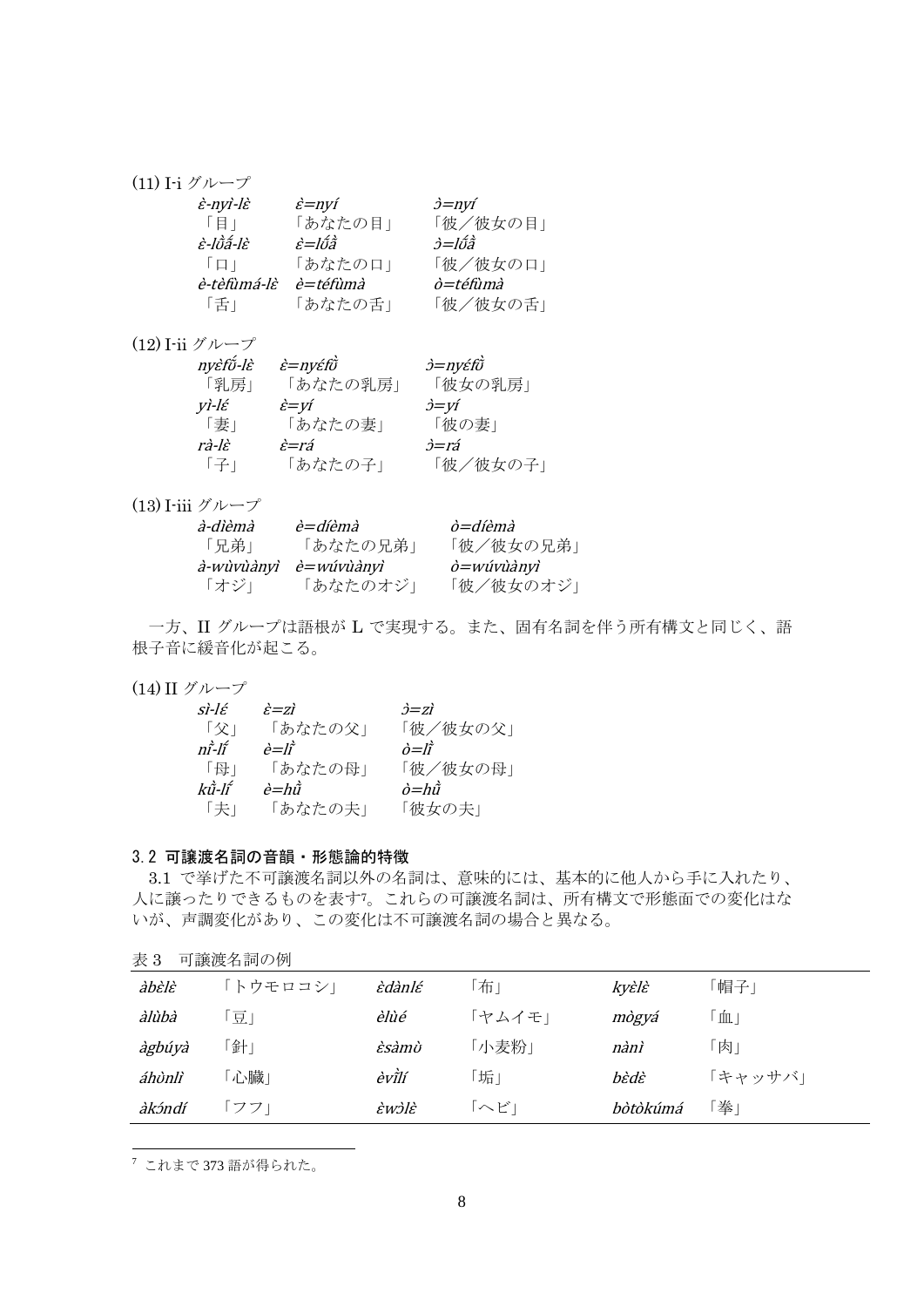(11) I-i グループ

| *ɛ̀-nyì-lɛ̀* | *ɛ̀=nyí* | *ɔ̀=nyí* |
|---|---|---|
| 「目」 | 「あなたの目」 | 「彼／彼女の目」 |
| *ɛ̀-lɔ̃̀ɔ̃́-lɛ̀* | *ɛ̀=lɔ̃́ɔ̃̀* | *ɔ̀=lɔ̃́ɔ̃̀* |
| 「口」 | 「あなたの口」 | 「彼／彼女の口」 |
| *è-tèfùmá-lè* | *è=téfùmà* | *ò=téfùmà* |
| 「舌」 | 「あなたの舌」 | 「彼／彼女の舌」 |

(12) I-ii グループ

| *nyɛ̀fɔ̃́-lɛ̀* | *ɛ̀=nyɛ́fɔ̃̀* | *ɔ̀=nyɛ́fɔ̃̀* |
|---|---|---|
| 「乳房」 | 「あなたの乳房」 | 「彼女の乳房」 |
| *yì-lɛ́* | *ɛ̀=yí* | *ɔ̀=yí* |
| 「妻」 | 「あなたの妻」 | 「彼の妻」 |
| *rà-lɛ̀* | *ɛ̀=rá* | *ɔ̀=rá* |
| 「子」 | 「あなたの子」 | 「彼／彼女の子」 |

(13) I-iii グループ

| *à-dìèmà* | *è=díèmà* | *ò=díèmà* |
|---|---|---|
| 「兄弟」 | 「あなたの兄弟」 | 「彼／彼女の兄弟」 |
| *à-wùvùànyì* | *è=wúvùànyì* | *ò=wúvùànyì* |
| 「オジ」 | 「あなたのオジ」 | 「彼／彼女のオジ」 |

一方、II グループは語根が L で実現する。また、固有名詞を伴う所有構文と同じく、語根子音に緩音化が起こる。

(14) II グループ

| *sì-lɛ́* | *ɛ̀=zì* | *ɔ̀=zì* |
|---|---|---|
| 「父」 | 「あなたの父」 | 「彼／彼女の父」 |
| *nĩ̀-lĩ́* | *è=lĩ̀* | *ò=lĩ̀* |
| 「母」 | 「あなたの母」 | 「彼／彼女の母」 |
| *kũ̀-lĩ́* | *è=hũ̀* | *ò=hũ̀* |
| 「夫」 | 「あなたの夫」 | 「彼女の夫」 |

### 3.2 可譲渡名詞の音韻・形態論的特徴

3.1 で挙げた不可譲渡名詞以外の名詞は、意味的には、基本的に他人から手に入れたり、人に譲ったりできるものを表す[7]。これらの可譲渡名詞は、所有構文で形態面での変化はないが、声調変化があり、この変化は不可譲渡名詞の場合と異なる。

表 3　可譲渡名詞の例

| | | | | | |
|---|---|---|---|---|---|
| *àbɛ̀lɛ̀* | 「トウモロコシ」 | *ɛ̀dànlɛ́* | 「布」 | *kyɛ̀lɛ̀* | 「帽子」 |
| *àlùbà* | 「豆」 | *èlùé* | 「ヤムイモ」 | *mògyá* | 「血」 |
| *àgbúyà* | 「針」 | *ɛ̀sàmɔ̀* | 「小麦粉」 | *nànì* | 「肉」 |
| *áhònlì* | 「心臓」 | *èvĩ̀lí* | 「垢」 | *bɛ̀dɛ̀* | 「キャッサバ」 |
| *àkɔ́ndí* | 「フフ」 | *ɛ̀wɔ̀lɛ̀* | 「ヘビ」 | *bòtòkúmá* | 「拳」 |

[7] これまで 373 語が得られた。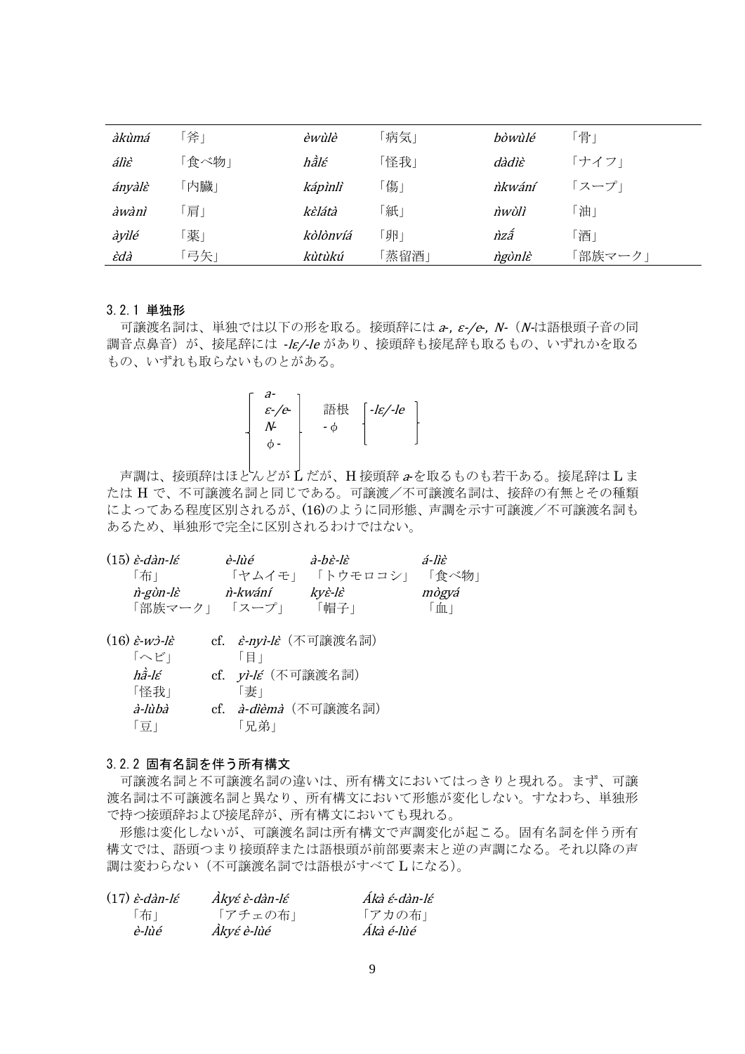| | | | | | |
|---|---|---|---|---|---|
| *àkùmá* | 「斧」 | *èwùlè* | 「病気」 | *bòwùlé* | 「骨」 |
| *álìɛ̀* | 「食べ物」 | *hɔ̀lɛ́* | 「怪我」 | *dàdìɛ̀* | 「ナイフ」 |
| *ányàlɛ̀* | 「内臓」 | *kápìnlì* | 「傷」 | *ǹkwání* | 「スープ」 |
| *àwànì* | 「肩」 | *kɛ̀látà* | 「紙」 | *ǹwɔ̀lì* | 「油」 |
| *àyìlé* | 「薬」 | *kòlònvɩ́á* | 「卵」 | *ǹzɑ̃́* | 「酒」 |
| *ɛ̀dà* | 「弓矢」 | *kùtùkú* | 「蒸留酒」 | *ŋ̀gònlɛ̀* | 「部族マーク」 |

### 3.2.1 単独形

可譲渡名詞は、単独では以下の形を取る。接頭辞には *a-*, *ɛ-/e-*, *N-*（*N-*は語根頭子音の同調音点鼻音）が、接尾辞には *-lɛ/-le* があり、接頭辞も接尾辞も取るもの、いずれかを取るもの、いずれも取らないものとがある。

$$\left\{\begin{array}{l} a\text{-} \\ \varepsilon\text{-}/e\text{-} \\ N\text{-} \\ \phi\text{-} \end{array}\right\} \text{ 語根 } \left\{\begin{array}{l} \text{-}l\varepsilon/\text{-}le \\ \text{-}\phi \end{array}\right\}$$

声調は、接頭辞はほとんどが L だが、H 接頭辞 *a-*を取るものも若干ある。接尾辞は L または H で、不可譲渡名詞と同じである。可譲渡／不可譲渡名詞は、接辞の有無とその種類によってある程度区別されるが、(16)のように同形態、声調を示す可譲渡／不可譲渡名詞もあるため、単独形で完全に区別されるわけではない。

(15) *ɛ̀-dàn-lɛ́* 「布」　*è-lùé* 「ヤムイモ」　*à-bɛ̀-lɛ̀* 「トウモロコシ」　*á-lìɛ̀* 「食べ物」
*ǹ-gòn-lɛ̀* 「部族マーク」　*ǹ-kwání* 「スープ」　*kyɛ̀-lɛ̀* 「帽子」　*mògyá* 「血」

(16) *ɛ̀-wɔ̀-lɛ̀* 「ヘビ」　cf. *ɛ̀-nyì-lɛ̀*（不可譲渡名詞）「目」
*hɔ̀-lɛ́* 「怪我」　cf. *yì-lɛ́*（不可譲渡名詞）「妻」
*à-lùbà* 「豆」　cf. *à-dièmà*（不可譲渡名詞）「兄弟」

### 3.2.2 固有名詞を伴う所有構文

可譲渡名詞と不可譲渡名詞の違いは、所有構文においてはっきりと現れる。まず、可譲渡名詞は不可譲渡名詞と異なり、所有構文において形態が変化しない。すなわち、単独形で持つ接頭辞および接尾辞が、所有構文においても現れる。

形態は変化しないが、可譲渡名詞は所有構文で声調変化が起こる。固有名詞を伴う所有構文では、語頭つまり接頭辞または語根頭が前部要素末と逆の声調になる。それ以降の声調は変わらない（不可譲渡名詞では語根がすべて L になる）。

(17) *ɛ̀-dàn-lɛ́* 「布」　*Àkyɛ́ ɛ̀-dàn-lɛ́* 「アチェの布」　*Ákà ɛ́-dàn-lɛ́* 「アカの布」
*è-lùé*　*Àkyɛ́ è-lùé*　*Ákà é-lùé*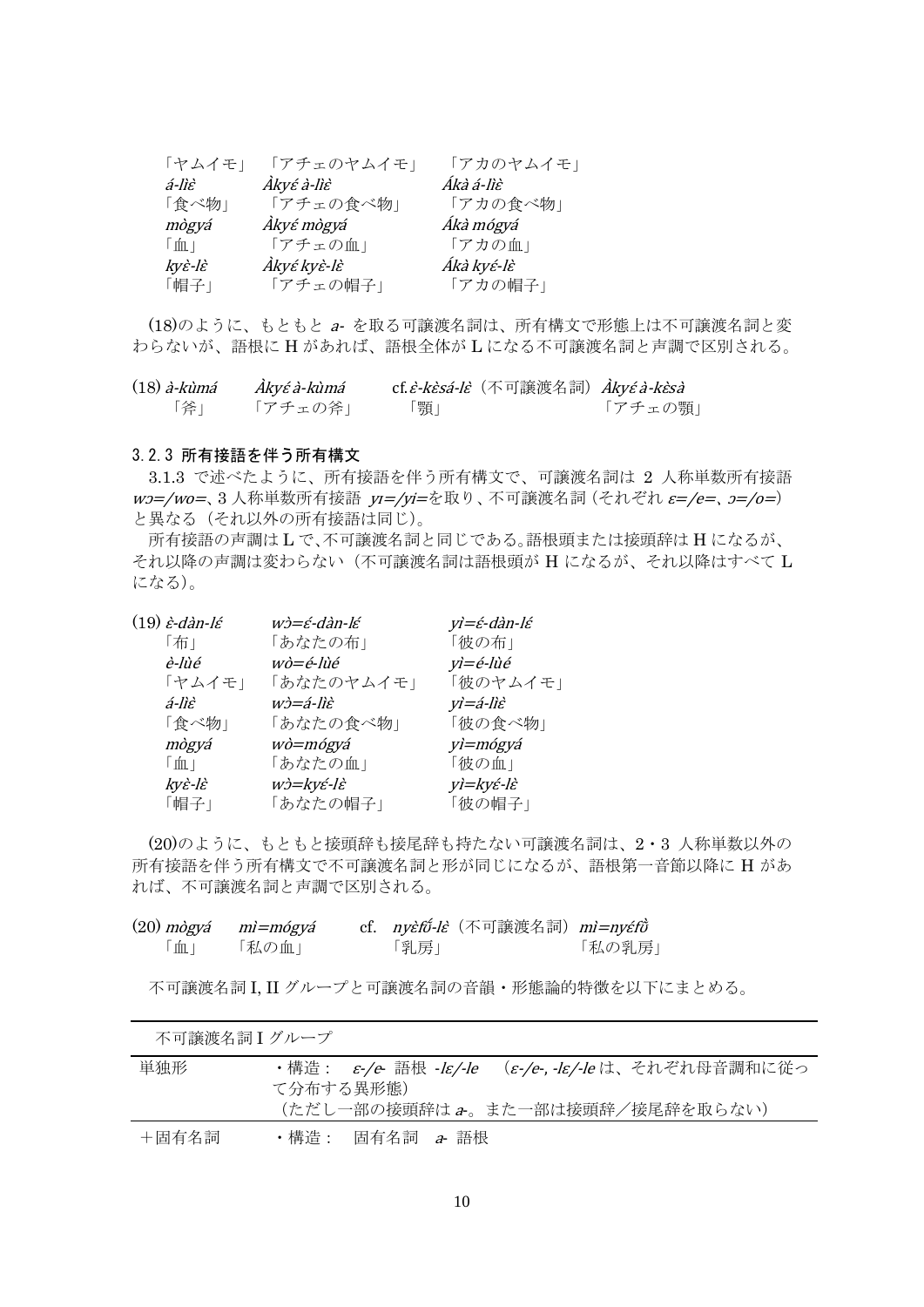| | | |
|---|---|---|
| 「ヤムイモ」 | 「アチェのヤムイモ」 | 「アカのヤムイモ」 |
| *á-lìὲ* | *Àkyέ à-lìὲ* | *Ákà á-lìὲ* |
| 「食べ物」 | 「アチェの食べ物」 | 「アカの食べ物」 |
| *mògyá* | *Àkyέ mògyá* | *Ákà mógyá* |
| 「血」 | 「アチェの血」 | 「アカの血」 |
| *kyὲ-lὲ* | *Àkyέ kyὲ-lὲ* | *Ákà kyέ-lὲ* |
| 「帽子」 | 「アチェの帽子」 | 「アカの帽子」 |

(18)のように、もともと *a-* を取る可譲渡名詞は、所有構文で形態上は不可譲渡名詞と変わらないが、語根に H があれば、語根全体が L になる不可譲渡名詞と声調で区別される。

(18) *à-kùmá*　　*Àkyέ à-kùmá*　　cf. *ὲ-kὲsá-lὲ*（不可譲渡名詞）*Àkyέ à-kὲsà*
　　「斧」　　「アチェの斧」　　「顎」　　「アチェの顎」

### 3.2.3 所有接語を伴う所有構文

3.1.3 で述べたように、所有接語を伴う所有構文で、可譲渡名詞は 2 人称単数所有接語 *wɔ=/wo=*、3 人称単数所有接語 *yɪ=/yi=*を取り、不可譲渡名詞（それぞれ *ε=/e=*、*ɔ=/o=*）と異なる（それ以外の所有接語は同じ）。

所有接語の声調は L で、不可譲渡名詞と同じである。語根頭または接頭辞は H になるが、それ以降の声調は変わらない（不可譲渡名詞は語根頭が H になるが、それ以降はすべて L になる）。

| | | |
|---|---|---|
| (19) *ὲ-dàn-lέ* | *wɔ̀=έ-dàn-lέ* | *yì=έ-dàn-lέ* |
| 「布」 | 「あなたの布」 | 「彼の布」 |
| *è-lùé* | *wò=é-lùé* | *yì=é-lùé* |
| 「ヤムイモ」 | 「あなたのヤムイモ」 | 「彼のヤムイモ」 |
| *á-lìὲ* | *wɔ̀=á-lìὲ* | *yì=á-lìὲ* |
| 「食べ物」 | 「あなたの食べ物」 | 「彼の食べ物」 |
| *mògyá* | *wò=mógyá* | *yì=mógyá* |
| 「血」 | 「あなたの血」 | 「彼の血」 |
| *kyὲ-lὲ* | *wɔ̀=kyέ-lὲ* | *yì=kyέ-lὲ* |
| 「帽子」 | 「あなたの帽子」 | 「彼の帽子」 |

(20)のように、もともと接頭辞も接尾辞も持たない可譲渡名詞は、2・3 人称単数以外の所有接語を伴う所有構文で不可譲渡名詞と形が同じになるが、語根第一音節以降に H があれば、不可譲渡名詞と声調で区別される。

(20) *mògyá*　　*mì=mógyá*　　cf.　*nyὲfɔ̃́-lὲ*（不可譲渡名詞）*mì=nyέfɔ̃̀*
　　「血」　　「私の血」　　「乳房」　　「私の乳房」

不可譲渡名詞 I, II グループと可譲渡名詞の音韻・形態論的特徴を以下にまとめる。

| 不可譲渡名詞 I グループ | |
|---|---|
| 単独形 | ・構造：　*ε-/e-* 語根 *-lε/-le*　（*ε-/e-, -lε/-le* は、それぞれ母音調和に従って分布する異形態）<br>（ただし一部の接頭辞は *a-*。また一部は接頭辞／接尾辞を取らない） |
| ＋固有名詞 | ・構造：　固有名詞　*a-* 語根 |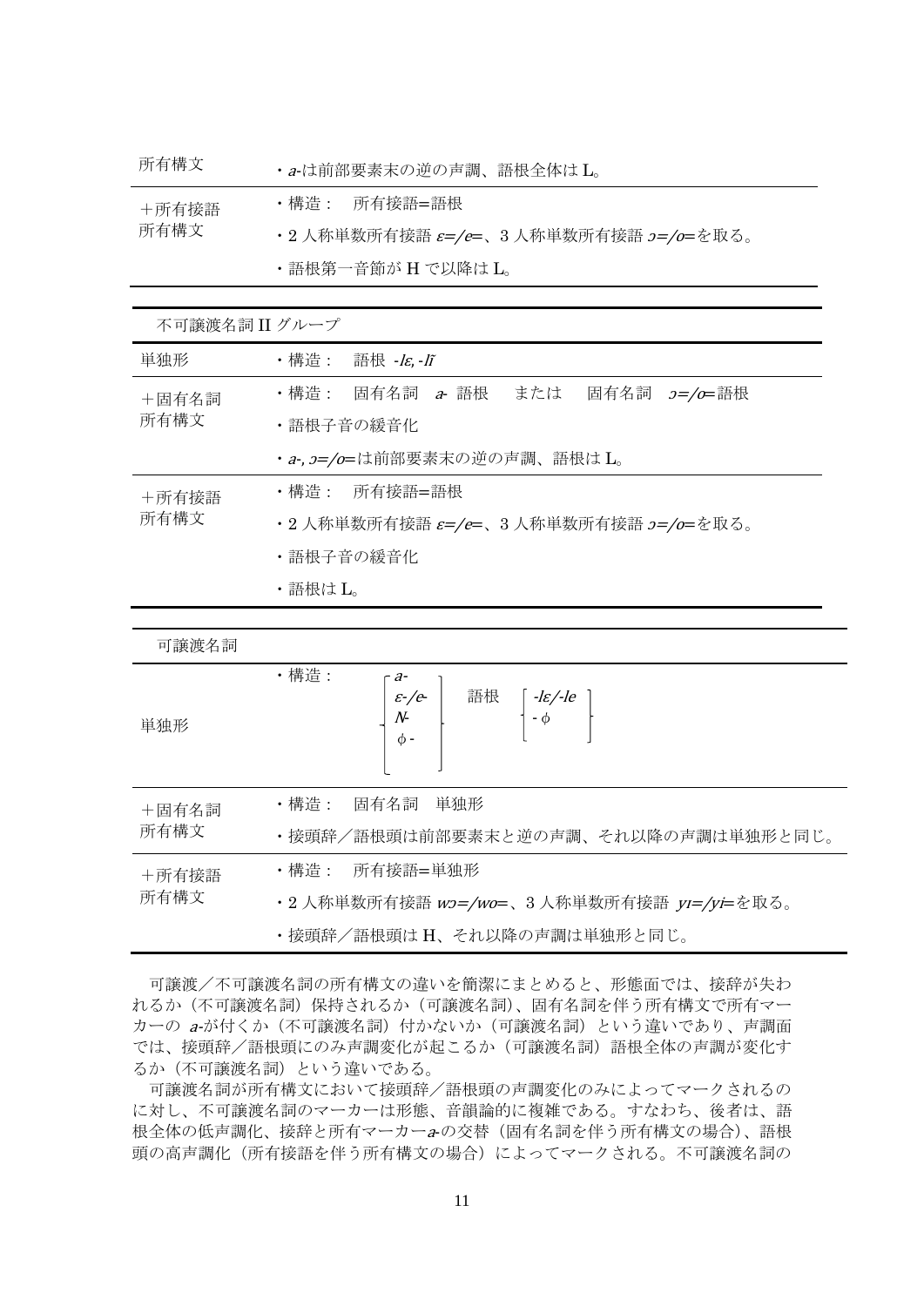| 所有構文 | ・*a*-は前部要素末の逆の声調、語根全体は L。 |
|---|---|
| ＋所有接語所有構文 | ・構造：　所有接語=語根<br>・2 人称単数所有接語 *ɛ=/e=*、3 人称単数所有接語 *ɔ=/o=*を取る。<br>・語根第一音節が H で以降は L。 |

| 不可譲渡名詞 II グループ | |
|---|---|
| 単独形 | ・構造：　語根 *-lɛ, -lĩ* |
| ＋固有名詞所有構文 | ・構造：　固有名詞　*a-* 語根　または　固有名詞　*ɔ=/o=*語根<br>・語根子音の緩音化<br>・*a-, ɔ=/o=*は前部要素末の逆の声調、語根は L。 |
| ＋所有接語所有構文 | ・構造：　所有接語=語根<br>・2 人称単数所有接語 *ɛ=/e=*、3 人称単数所有接語 *ɔ=/o=*を取る。<br>・語根子音の緩音化<br>・語根は L。 |

| 可譲渡名詞 | |
|---|---|
| 単独形 | ・構造：　{ *a-* / *ɛ-/e-* / *N-* / φ- }　語根　{ *-lɛ/-le* / -φ } |
| ＋固有名詞所有構文 | ・構造：　固有名詞　単独形<br>・接頭辞／語根頭は前部要素末と逆の声調、それ以降の声調は単独形と同じ。 |
| ＋所有接語所有構文 | ・構造：　所有接語=単独形<br>・2 人称単数所有接語 *wɔ=/wo=*、3 人称単数所有接語 *yɪ=/yi=*を取る。<br>・接頭辞／語根頭は H、それ以降の声調は単独形と同じ。 |

可譲渡／不可譲渡名詞の所有構文の違いを簡潔にまとめると、形態面では、接辞が失われるか（不可譲渡名詞）保持されるか（可譲渡名詞）、固有名詞を伴う所有構文で所有マーカーの *a*-が付くか（不可譲渡名詞）付かないか（可譲渡名詞）という違いであり、声調面では、接頭辞／語根頭にのみ声調変化が起こるか（可譲渡名詞）語根全体の声調が変化するか（不可譲渡名詞）という違いである。

可譲渡名詞が所有構文において接頭辞／語根頭の声調変化のみによってマークされるのに対し、不可譲渡名詞のマーカーは形態、音韻論的に複雑である。すなわち、後者は、語根全体の低声調化、接辞と所有マーカー*a*-の交替（固有名詞を伴う所有構文の場合）、語根頭の高声調化（所有接語を伴う所有構文の場合）によってマークされる。不可譲渡名詞の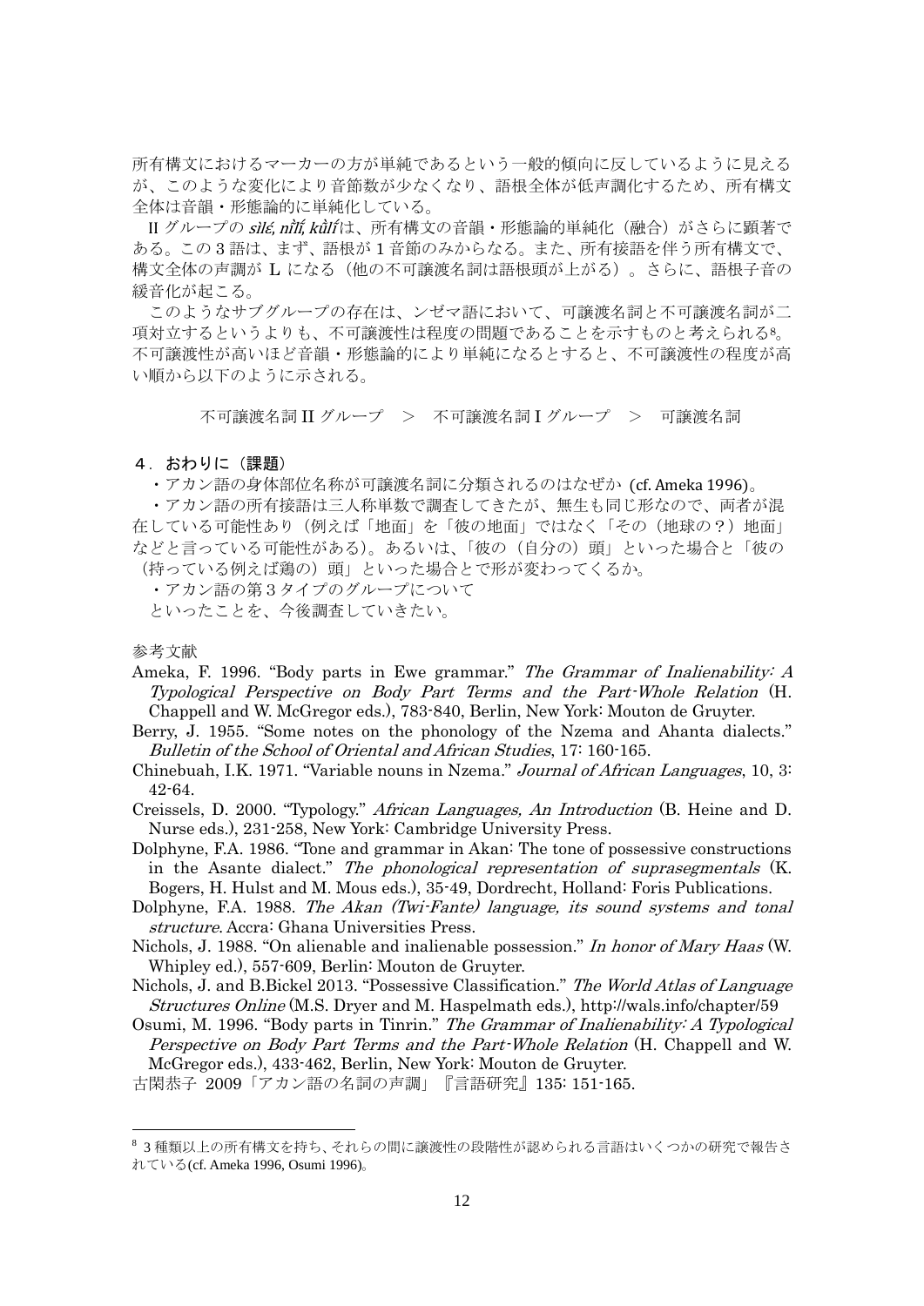所有構文におけるマーカーの方が単純であるという一般的傾向に反しているように見えるが、このような変化により音節数が少なくなり、語根全体が低声調化するため、所有構文全体は音韻・形態論的に単純化している。

II グループの *silɛ́, nìlí, kʊ̀lɪ́* は、所有構文の音韻・形態論的単純化（融合）がさらに顕著である。この 3 語は、まず、語根が 1 音節のみからなる。また、所有接語を伴う所有構文で、構文全体の声調が L になる（他の不可譲渡名詞は語根頭が上がる）。さらに、語根子音の緩音化が起こる。

このようなサブグループの存在は、ンゼマ語において、可譲渡名詞と不可譲渡名詞が二項対立するというよりも、不可譲渡性は程度の問題であることを示すものと考えられる[8]。不可譲渡性が高いほど音韻・形態論的により単純になるとすると、不可譲渡性の程度が高い順から以下のように示される。

不可譲渡名詞 II グループ　＞　不可譲渡名詞 I グループ　＞　可譲渡名詞

## ４．おわりに（課題）

・アカン語の身体部位名称が可譲渡名詞に分類されるのはなぜか (cf. Ameka 1996)。

・アカン語の所有接語は三人称単数で調査してきたが、無生も同じ形なので、両者が混在している可能性あり（例えば「地面」を「彼の地面」ではなく「その（地球の？）地面」などと言っている可能性がある）。あるいは、「彼の（自分の）頭」といった場合と「彼の（持っている例えば鶏の）頭」といった場合とで形が変わってくるか。

・アカン語の第 3 タイプのグループについて

といったことを、今後調査していきたい。

参考文献

Ameka, F. 1996. "Body parts in Ewe grammar." *The Grammar of Inalienability: A Typological Perspective on Body Part Terms and the Part-Whole Relation* (H. Chappell and W. McGregor eds.), 783-840, Berlin, New York: Mouton de Gruyter.

Berry, J. 1955. "Some notes on the phonology of the Nzema and Ahanta dialects." *Bulletin of the School of Oriental and African Studies*, 17: 160-165.

Chinebuah, I.K. 1971. "Variable nouns in Nzema." *Journal of African Languages*, 10, 3: 42-64.

Creissels, D. 2000. "Typology." *African Languages, An Introduction* (B. Heine and D. Nurse eds.), 231-258, New York: Cambridge University Press.

Dolphyne, F.A. 1986. "Tone and grammar in Akan: The tone of possessive constructions in the Asante dialect." *The phonological representation of suprasegmentals* (K. Bogers, H. Hulst and M. Mous eds.), 35-49, Dordrecht, Holland: Foris Publications.

Dolphyne, F.A. 1988. *The Akan (Twi-Fante) language, its sound systems and tonal structure*. Accra: Ghana Universities Press.

Nichols, J. 1988. "On alienable and inalienable possession." *In honor of Mary Haas* (W. Whipley ed.), 557-609, Berlin: Mouton de Gruyter.

Nichols, J. and B.Bickel 2013. "Possessive Classification." *The World Atlas of Language Structures Online* (M.S. Dryer and M. Haspelmath eds.), http://wals.info/chapter/59

Osumi, M. 1996. "Body parts in Tinrin." *The Grammar of Inalienability: A Typological Perspective on Body Part Terms and the Part-Whole Relation* (H. Chappell and W. McGregor eds.), 433-462, Berlin, New York: Mouton de Gruyter.

古閑恭子 2009「アカン語の名詞の声調」『言語研究』135: 151-165.

---

[8] 3 種類以上の所有構文を持ち、それらの間に譲渡性の段階性が認められる言語はいくつかの研究で報告されている(cf. Ameka 1996, Osumi 1996)。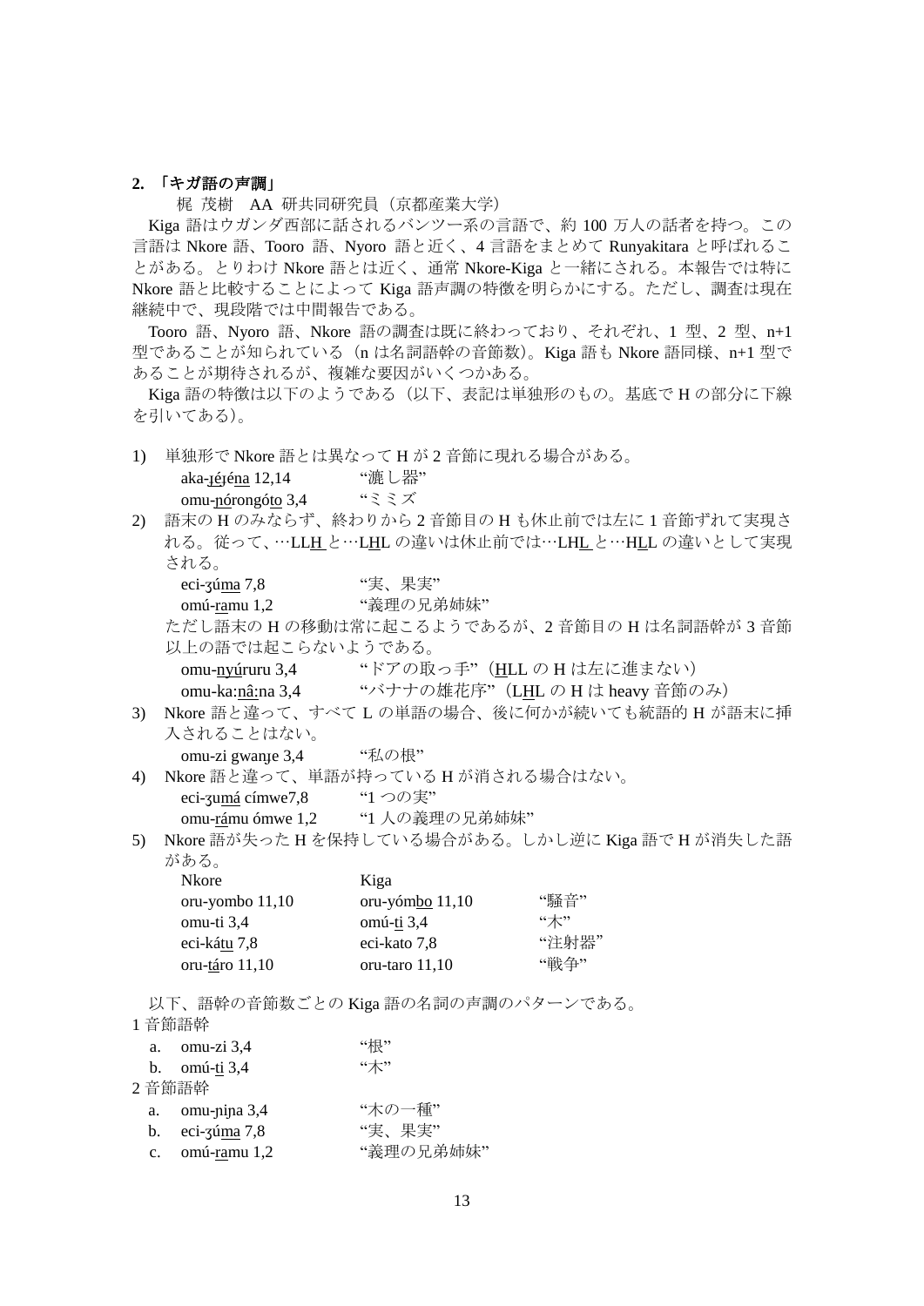**2. 「キガ語の声調」**

梶 茂樹　AA 研共同研究員（京都産業大学）

Kiga 語はウガンダ西部に話されるバンツー系の言語で、約 100 万人の話者を持つ。この言語は Nkore 語、Tooro 語、Nyoro 語と近く、4 言語をまとめて Runyakitara と呼ばれることがある。とりわけ Nkore 語とは近く、通常 Nkore-Kiga と一緒にされる。本報告では特に Nkore 語と比較することによって Kiga 語声調の特徴を明らかにする。ただし、調査は現在継続中で、現段階では中間報告である。

Tooro 語、Nyoro 語、Nkore 語の調査は既に終わっており、それぞれ、1 型、2 型、n+1 型であることが知られている（n は名詞語幹の音節数）。Kiga 語も Nkore 語同様、n+1 型であることが期待されるが、複雑な要因がいくつかある。

Kiga 語の特徴は以下のようである（以下、表記は単独形のもの。基底で H の部分に下線を引いてある）。

1) 単独形で Nkore 語とは異なって H が 2 音節に現れる場合がある。

    aka-<u>ɟéɟéna</u> 12,14　　“漉し器”
    omu-<u>nó</u>rongó<u>to</u> 3,4　　“ミミズ”

2) 語末の H のみならず、終わりから 2 音節目の H も休止前では左に 1 音節ずれて実現される。従って、…LL<u>H</u> と…L<u>H</u>L の違いは休止前では…LH<u>L</u> と…H<u>L</u>L の違いとして実現される。

    eci-ʒú<u>ma</u> 7,8　　“実、果実”
    omú-<u>ra</u>mu 1,2　　“義理の兄弟姉妹”

    ただし語末の H の移動は常に起こるようであるが、2 音節目の H は名詞語幹が 3 音節以上の語では起こらないようである。

    omu-<u>nyú</u>ruru 3,4　　“ドアの取っ手”（<u>H</u>LL の H は左に進まない）
    omu-ka:<u>nâ:</u>na 3,4　　“バナナの雄花序”（L<u>H</u>L の H は heavy 音節のみ）

3) Nkore 語と違って、すべて L の単語の場合、後に何かが続いても統語的 H が語末に挿入されることはない。

    omu-zi gwanɟe 3,4　　“私の根”

4) Nkore 語と違って、単語が持っている H が消される場合はない。

    eci-ʒu<u>má</u> címwe7,8　　“1 つの実”
    omu-<u>rá</u>mu ómwe 1,2　　“1 人の義理の兄弟姉妹”

5) Nkore 語が失った H を保持している場合がある。しかし逆に Kiga 語で H が消失した語がある。

| Nkore | Kiga | |
|---|---|---|
| oru-yombo 11,10 | oru-yóm<u>bo</u> 11,10 | “騒音” |
| omu-ti 3,4 | omú-<u>ti</u> 3,4 | “木” |
| eci-kát<u>u</u> 7,8 | eci-kato 7,8 | “注射器” |
| oru-<u>tá</u>ro 11,10 | oru-taro 11,10 | “戦争” |

以下、語幹の音節数ごとの Kiga 語の名詞の声調のパターンである。

1 音節語幹

a. omu-zi 3,4　　“根”
b. omú-<u>ti</u> 3,4　　“木”

2 音節語幹

a. omu-ɲiɲa 3,4　　“木の一種”
b. eci-ʒú<u>ma</u> 7,8　　“実、果実”
c. omú-<u>ra</u>mu 1,2　　“義理の兄弟姉妹”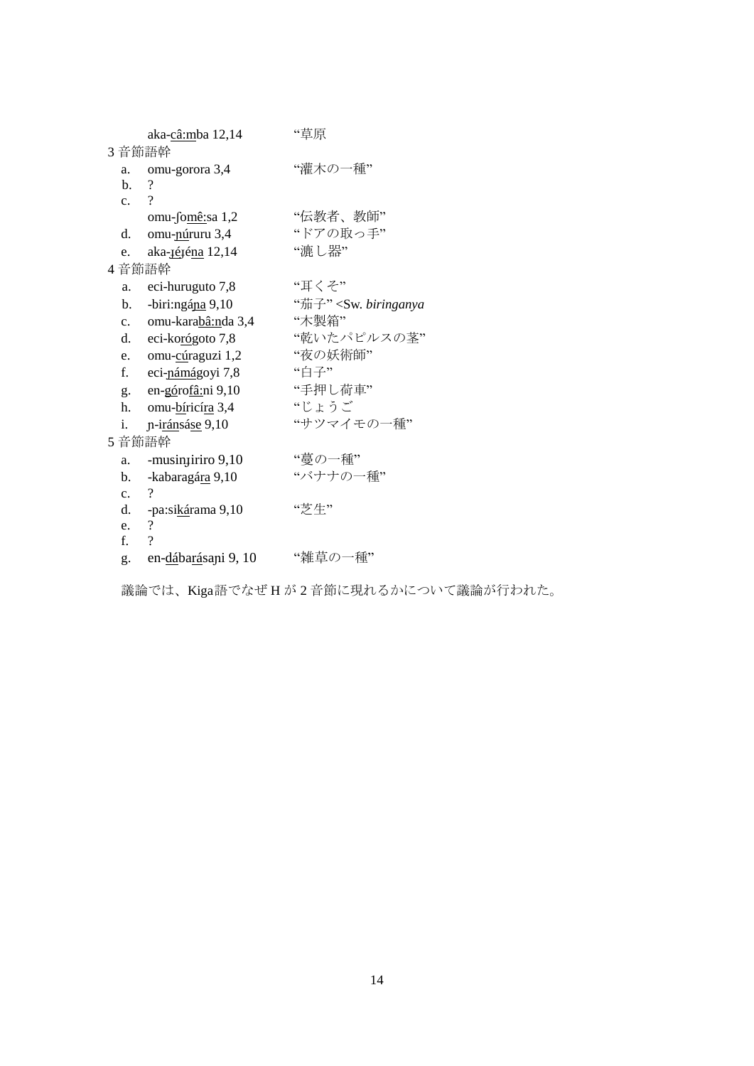aka-<u>câ:m</u>ba 12,14　　“草原

3 音節語幹

a. omu-gorora 3,4　　“灌木の一種”
b. ?
c. ?
　 omu-ʃ<u>omê:</u>sa 1,2　　“伝教者、教師”
d. omu-<u>ɲú</u>ruru 3,4　　“ドアの取っ手”
e. aka-<u>ɟéɟ</u>é<u>na</u> 12,14　　“漉し器”

4 音節語幹

a. eci-huruguto 7,8　　“耳くそ”
b. -biri:ngá<u>ɲa</u> 9,10　　“茄子” <Sw. *biringanya*
c. omu-kara<u>bâ:n</u>da 3,4　　“木製箱”
d. eci-ko<u>ró</u>goto 7,8　　“乾いたパピルスの茎”
e. omu-<u>cú</u>raguzi 1,2　　“夜の妖術師”
f. eci-<u>ɲámá</u>goyi 7,8　　“白子”
g. en-<u>gó</u>ro<u>fâ:</u>ni 9,10　　“手押し荷車”
h. omu-<u>bí</u>ricí<u>ra</u> 3,4　　“じょうご
i. ɲ-i<u>rán</u>sá<u>se</u> 9,10　　“サツマイモの一種”

5 音節語幹

a. -musinɟiriro 9,10　　“蔓の一種”
b. -kabaragá<u>ra</u> 9,10　　“バナナの一種”
c. ?
d. -pa:si<u>ká</u>rama 9,10　　“芝生”
e. ?
f. ?
g. en-<u>dá</u>ba<u>rá</u>saɲi 9, 10　　“雑草の一種”

議論では、Kiga語でなぜ H が 2 音節に現れるかについて議論が行われた。